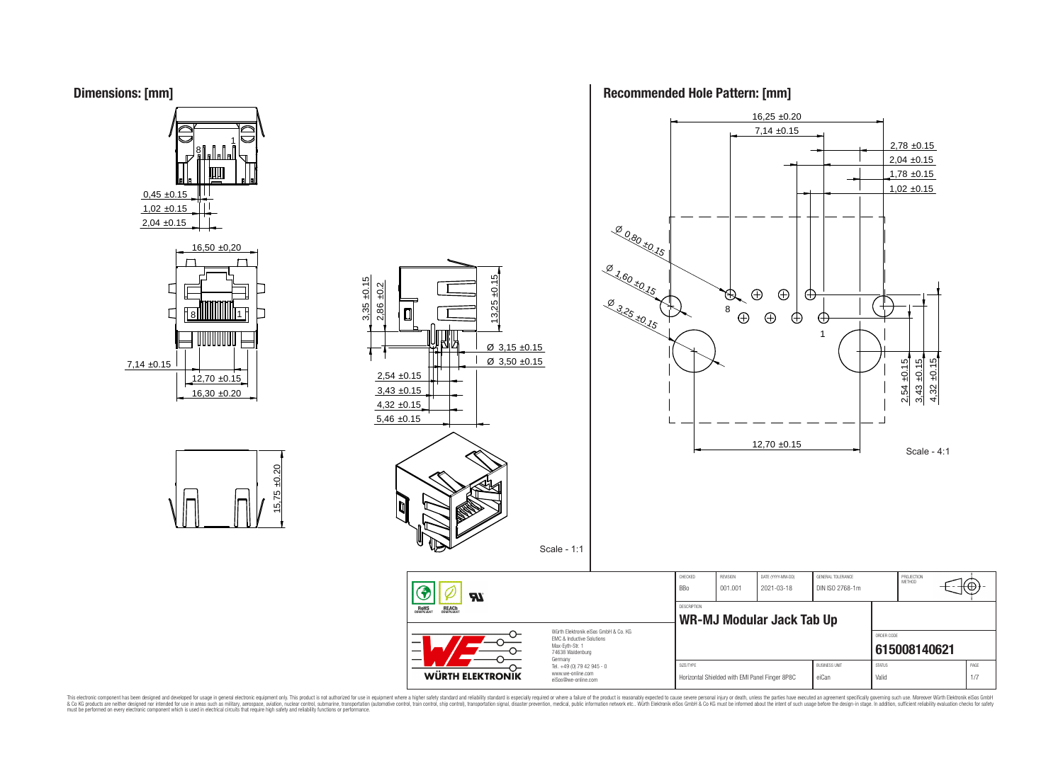## Dimensions: [mm]

0,45 ±0.15
1,02 ±0.15
2,04 ±0.15

16,50 ±0,20

7,14 ±0.15
12,70 ±0.15
16,30 ±0.20

3,35 ±0.15
2,86 ±0.2
13,25 ±0.15
Ø 3,15 ±0.15
Ø 3,50 ±0.15
2,54 ±0.15
3,43 ±0.15
4,32 ±0.15
5,46 ±0.15

15,75 ±0.20

Scale - 1:1

## Recommended Hole Pattern: [mm]

16,25 ±0.20
7,14 ±0.15
2,78 ±0.15
2,04 ±0.15
1,78 ±0.15
1,02 ±0.15
Ø 0,80 ±0.15
Ø 1,60 ±0.15
Ø 3,25 ±0.15
2,54 ±0.15
3,43 ±0.15
4,32 ±0.15
12,70 ±0.15

Scale - 4:1

| CHECKED | REVISION | DATE (YYYY-MM-DD) | GENERAL TOLERANCE | PROJECTION METHOD |
|---|---|---|---|---|
| BBo | 001.001 | 2021-03-18 | DIN ISO 2768-1m | |

DESCRIPTION
**WR-MJ Modular Jack Tab Up**

ORDER CODE
**615008140621**

| SIZE/TYPE | BUSINESS UNIT | STATUS | PAGE |
|---|---|---|---|
| Horizontal Shielded with EMI Panel Finger 8P8C | eiCan | Valid | 1/7 |

Würth Elektronik eiSos GmbH & Co. KG
EMC & Inductive Solutions
Max-Eyth-Str. 1
74638 Waldenburg
Germany
Tel. +49 (0) 79 42 945 - 0
www.we-online.com
eiSos@we-online.com

WÜRTH ELEKTRONIK

RoHS COMPLIANT  REACh COMPLIANT

This electronic component has been designed and developed for usage in general electronic equipment only. This product is not authorized for use in equipment where a higher safety standard and reliability standard is especially required or where a failure of the product is reasonably expected to cause severe personal injury or death, unless the parties have executed an agreement specifically governing such use. Moreover Würth Elektronik eiSos GmbH & Co KG products are neither designed nor intended for use in areas such as military, aerospace, aviation, nuclear control, submarine, transportation (automotive control, train control, ship control), transportation signal, disaster prevention, medical, public information network etc.. Würth Elektronik eiSos GmbH & Co KG must be informed about the intent of such usage before the design-in stage. In addition, sufficient reliability evaluation checks for safety must be performed on every electronic component which is used in electrical circuits that require high safety and reliability functions or performance.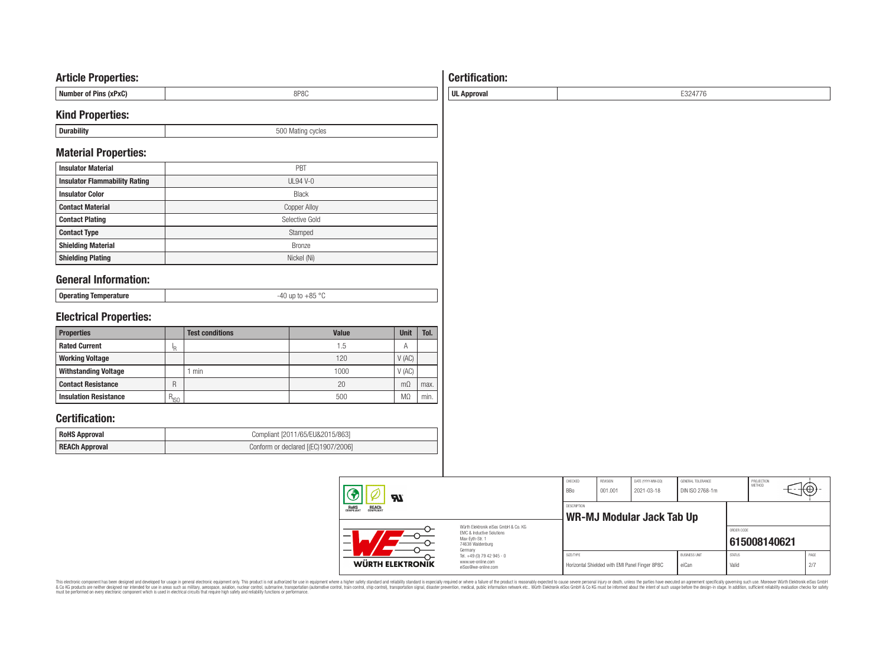## Article Properties:

| Number of Pins (xPxC) | 8P8C |
|---|---|

## Kind Properties:

| Durability | 500 Mating cycles |
|---|---|

## Material Properties:

| Insulator Material | PBT |
|---|---|
| Insulator Flammability Rating | UL94 V-0 |
| Insulator Color | Black |
| Contact Material | Copper Alloy |
| Contact Plating | Selective Gold |
| Contact Type | Stamped |
| Shielding Material | Bronze |
| Shielding Plating | Nickel (Ni) |

## General Information:

| Operating Temperature | -40 up to +85 °C |
|---|---|

## Electrical Properties:

| Properties | | Test conditions | Value | Unit | Tol. |
|---|---|---|---|---|---|
| Rated Current | $I_R$ | | 1.5 | A | |
| Working Voltage | | | 120 | V (AC) | |
| Withstanding Voltage | | 1 min | 1000 | V (AC) | |
| Contact Resistance | R | | 20 | mΩ | max. |
| Insulation Resistance | $R_{ISO}$ | | 500 | MΩ | min. |

## Certification:

| RoHS Approval | Compliant [2011/65/EU&2015/863] |
|---|---|
| REACh Approval | Conform or declared [(EC)1907/2006] |

## Certification:

| UL Approval | E324776 |
|---|---|

| CHECKED | REVISION | DATE (YYYY-MM-DD) | GENERAL TOLERANCE | PROJECTION METHOD |
|---|---|---|---|---|
| BBo | 001.001 | 2021-03-18 | DIN ISO 2768-1m | |

DESCRIPTION: **WR-MJ Modular Jack Tab Up**

ORDER CODE: **615008140621**

Würth Elektronik eiSos GmbH & Co. KG
EMC & Inductive Solutions
Max-Eyth-Str. 1
74638 Waldenburg
Germany
Tel. +49 (0) 79 42 945 - 0
www.we-online.com
eiSos@we-online.com

| SIZE/TYPE | BUSINESS UNIT | STATUS | PAGE |
|---|---|---|---|
| Horizontal Shielded with EMI Panel Finger 8P8C | eiCan | Valid | 2/7 |

This electronic component has been designed and developed for usage in general electronic equipment only. This product is not authorized for use in equipment where a higher safety standard and reliability standard is especially required or where a failure of the product is reasonably expected to cause severe personal injury or death, unless the parties have executed an agreement specifically governing such use. Moreover Würth Elektronik eiSos GmbH & Co KG products are neither designed nor intended for use in areas such as military, aerospace, aviation, nuclear control, submarine, transportation (automotive control, train control, ship control), transportation signal, disaster prevention, medical, public information network etc.. Würth Elektronik eiSos GmbH & Co KG must be informed about the intent of such usage before the design-in stage. In addition, sufficient reliability evaluation checks for safety must be performed on every electronic component which is used in electrical circuits that require high safety and reliability functions or performance.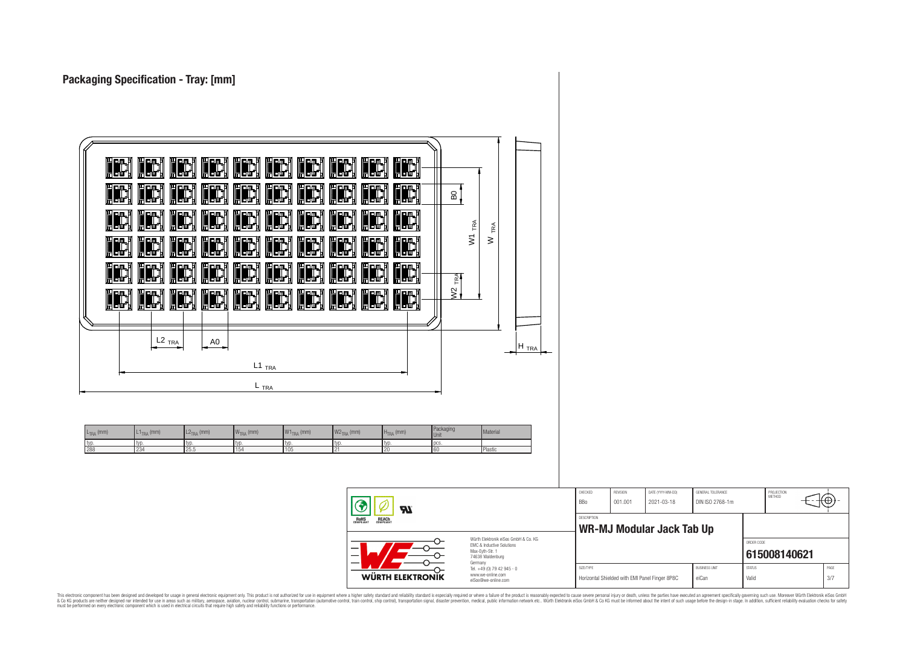## Packaging Specification - Tray: [mm]

| $L_{TRA}$ (mm) | $L1_{TRA}$ (mm) | $L2_{TRA}$ (mm) | $W_{TRA}$ (mm) | $W1_{TRA}$ (mm) | $W2_{TRA}$ (mm) | $H_{TRA}$ (mm) | Packaging Unit | Material |
|---|---|---|---|---|---|---|---|---|
| typ. | typ. | typ. | typ. | typ. | typ. | typ. | pcs. | |
| 288 | 234 | 25.5 | 154 | 105 | 21 | 20 | 60 | Plastic |

| CHECKED | REVISION | DATE (YYYY-MM-DD) | GENERAL TOLERANCE | PROJECTION METHOD |
|---|---|---|---|---|
| BBo | 001.001 | 2021-03-18 | DIN ISO 2768-1m | |

DESCRIPTION
**WR-MJ Modular Jack Tab Up**

ORDER CODE
**615008140621**

| SIZE/TYPE | BUSINESS UNIT | STATUS | PAGE |
|---|---|---|---|
| Horizontal Shielded with EMI Panel Finger 8P8C | eiCan | Valid | 3/7 |

Würth Elektronik eiSos GmbH & Co. KG
EMC & Inductive Solutions
Max-Eyth-Str. 1
74638 Waldenburg
Germany
Tel. +49 (0) 79 42 945 - 0
www.we-online.com
eiSos@we-online.com

This electronic component has been designed and developed for usage in general electronic equipment only. This product is not authorized for use in equipment where a higher safety standard and reliability standard is especially required or where a failure of the product is reasonably expected to cause severe personal injury or death, unless the parties have executed an agreement specifically governing such use. Moreover Würth Elektronik eiSos GmbH & Co KG products are neither designed nor intended for use in areas such as military, aerospace, aviation, nuclear control, submarine, transportation (automotive control, train control, ship control), transportation signal, disaster prevention, medical, public information network etc.. Würth Elektronik eiSos GmbH & Co KG must be informed about the intent of such usage before the design-in stage. In addition, sufficient reliability evaluation checks for safety must be performed on every electronic component which is used in electrical circuits that require high safety and reliability functions or performance.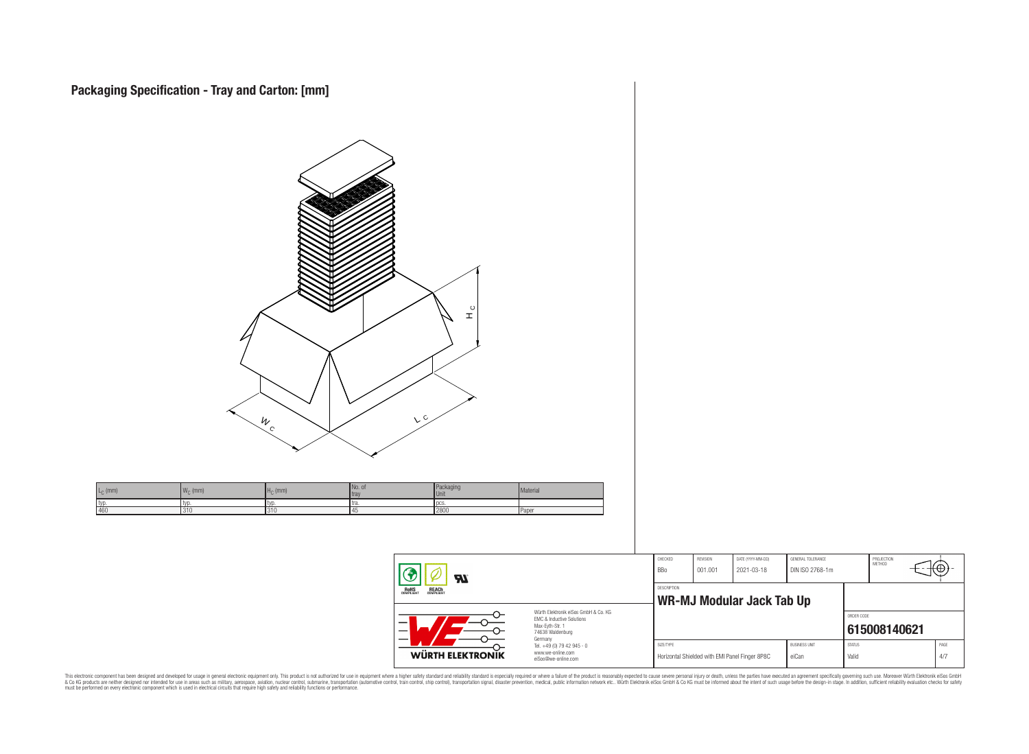# Packaging Specification - Tray and Carton: [mm]

| $L_C$ (mm) | $W_C$ (mm) | $H_C$ (mm) | No. of tray | Packaging Unit | Material |
|---|---|---|---|---|---|
| typ. | typ. | typ. | tra. | pcs. | |
| 460 | 310 | 310 | 45 | 2800 | Paper |

| CHECKED | REVISION | DATE (YYYY-MM-DD) | GENERAL TOLERANCE | PROJECTION METHOD |
|---|---|---|---|---|
| BBo | 001.001 | 2021-03-18 | DIN ISO 2768-1m | |

DESCRIPTION

**WR-MJ Modular Jack Tab Up**

ORDER CODE

**615008140621**

| SIZE/TYPE | BUSINESS UNIT | STATUS | PAGE |
|---|---|---|---|
| Horizontal Shielded with EMI Panel Finger 8P8C | eiCan | Valid | 4/7 |

Würth Elektronik eiSos GmbH & Co. KG
EMC & Inductive Solutions
Max-Eyth-Str. 1
74638 Waldenburg
Germany
Tel. +49 (0) 79 42 945 - 0
www.we-online.com
eiSos@we-online.com

WÜRTH ELEKTRONIK

This electronic component has been designed and developed for usage in general electronic equipment only. This product is not authorized for use in equipment where a higher safety standard and reliability standard is especially required or where a failure of the product is reasonably expected to cause severe personal injury or death, unless the parties have executed an agreement specifically governing such use. Moreover Würth Elektronik eiSos GmbH & Co KG products are neither designed nor intended for use in areas such as military, aerospace, aviation, nuclear control, submarine, transportation (automotive control, train control, ship control), transportation signal, disaster prevention, medical, public information network etc.. Würth Elektronik eiSos GmbH & Co KG must be informed about the intent of such usage before the design-in stage. In addition, sufficient reliability evaluation checks for safety must be performed on every electronic component which is used in electrical circuits that require high safety and reliability functions or performance.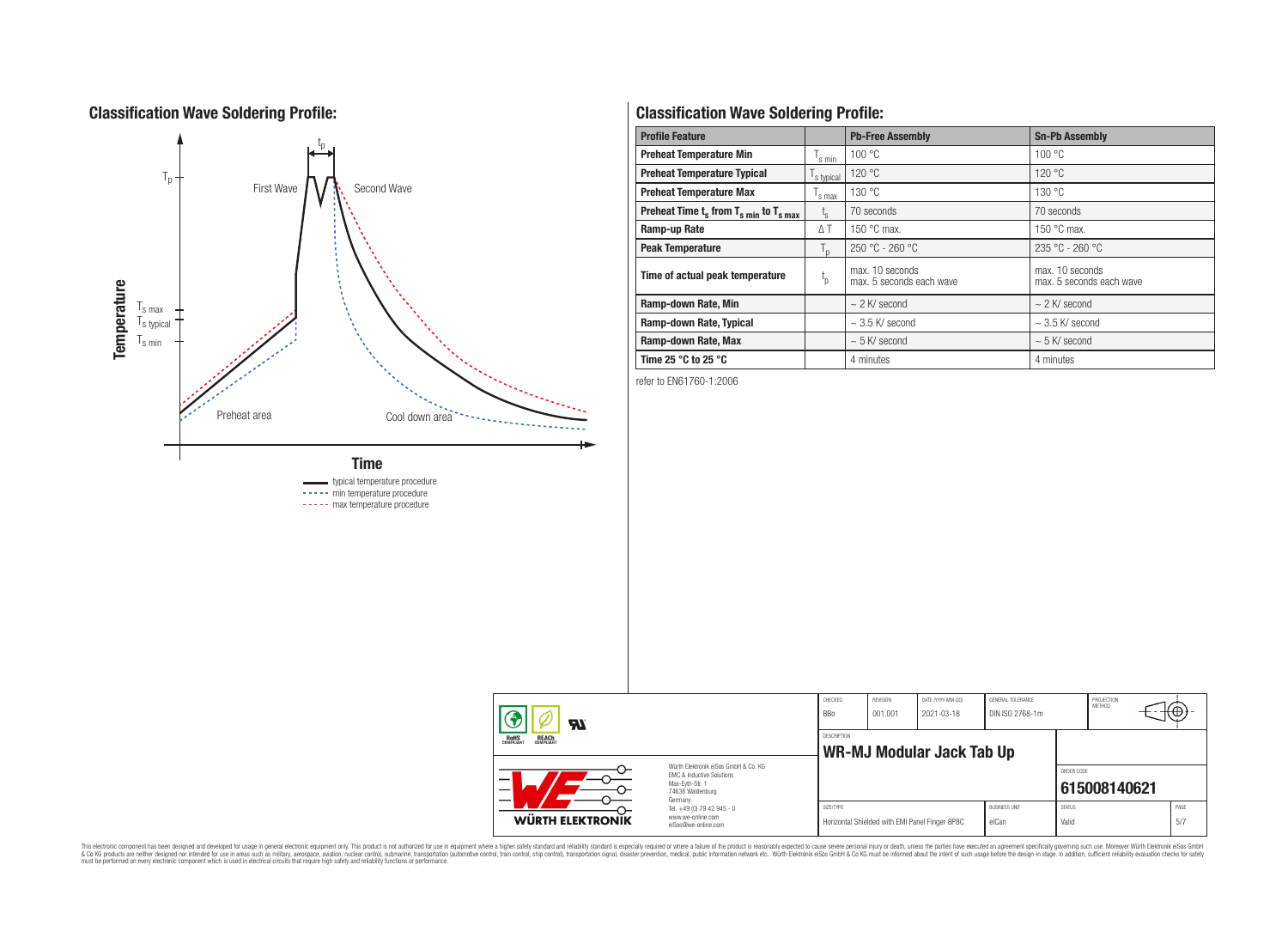## Classification Wave Soldering Profile:

Temperature

$T_p$

$T_{s\,max}$

$T_{s\,typical}$

$T_{s\,min}$

$t_p$

First Wave

Second Wave

Preheat area

Cool down area

Time

typical temperature procedure

min temperature procedure

max temperature procedure

## Classification Wave Soldering Profile:

| Profile Feature | | Pb-Free Assembly | Sn-Pb Assembly |
|---|---|---|---|
| Preheat Temperature Min | $T_{s\,min}$ | 100 °C | 100 °C |
| Preheat Temperature Typical | $T_{s\,typical}$ | 120 °C | 120 °C |
| Preheat Temperature Max | $T_{s\,max}$ | 130 °C | 130 °C |
| Preheat Time $t_s$ from $T_{s\,min}$ to $T_{s\,max}$ | $t_s$ | 70 seconds | 70 seconds |
| Ramp-up Rate | ΔT | 150 °C max. | 150 °C max. |
| Peak Temperature | $T_p$ | 250 °C - 260 °C | 235 °C - 260 °C |
| Time of actual peak temperature | $t_p$ | max. 10 seconds<br>max. 5 seconds each wave | max. 10 seconds<br>max. 5 seconds each wave |
| Ramp-down Rate, Min | | ~ 2 K/ second | ~ 2 K/ second |
| Ramp-down Rate, Typical | | ~ 3.5 K/ second | ~ 3.5 K/ second |
| Ramp-down Rate, Max | | ~ 5 K/ second | ~ 5 K/ second |
| Time 25 °C to 25 °C | | 4 minutes | 4 minutes |

refer to EN61760-1:2006

| CHECKED | REVISION | DATE (YYYY-MM-DD) | GENERAL TOLERANCE | PROJECTION METHOD |
|---|---|---|---|---|
| BBo | 001.001 | 2021-03-18 | DIN ISO 2768-1m | |

DESCRIPTION

**WR-MJ Modular Jack Tab Up**

Würth Elektronik eiSos GmbH & Co. KG
EMC & Inductive Solutions
Max-Eyth-Str. 1
74638 Waldenburg
Germany
Tel. +49 (0) 79 42 945 - 0
www.we-online.com
eiSos@we-online.com

ORDER CODE: **615008140621**

| SIZE/TYPE | BUSINESS UNIT | STATUS | PAGE |
|---|---|---|---|
| Horizontal Shielded with EMI Panel Finger 8P8C | eiCan | Valid | 5/7 |

This electronic component has been designed and developed for usage in general electronic equipment only. This product is not authorized for use in equipment where a higher safety standard and reliability standard is especially required or where a failure of the product is reasonably expected to cause severe personal injury or death, unless the parties have executed an agreement specifically governing such use. Moreover Würth Elektronik eiSos GmbH & Co KG products are neither designed nor intended for use in areas such as military, aerospace, aviation, nuclear control, submarine, transportation (automotive control, train control, ship control), transportation signal, disaster prevention, medical, public information network etc.. Würth Elektronik eiSos GmbH & Co KG must be informed about the intent of such usage before the design-in stage. In addition, sufficient reliability evaluation checks for safety must be performed on every electronic component which is used in electrical circuits that require high safety and reliability functions or performance.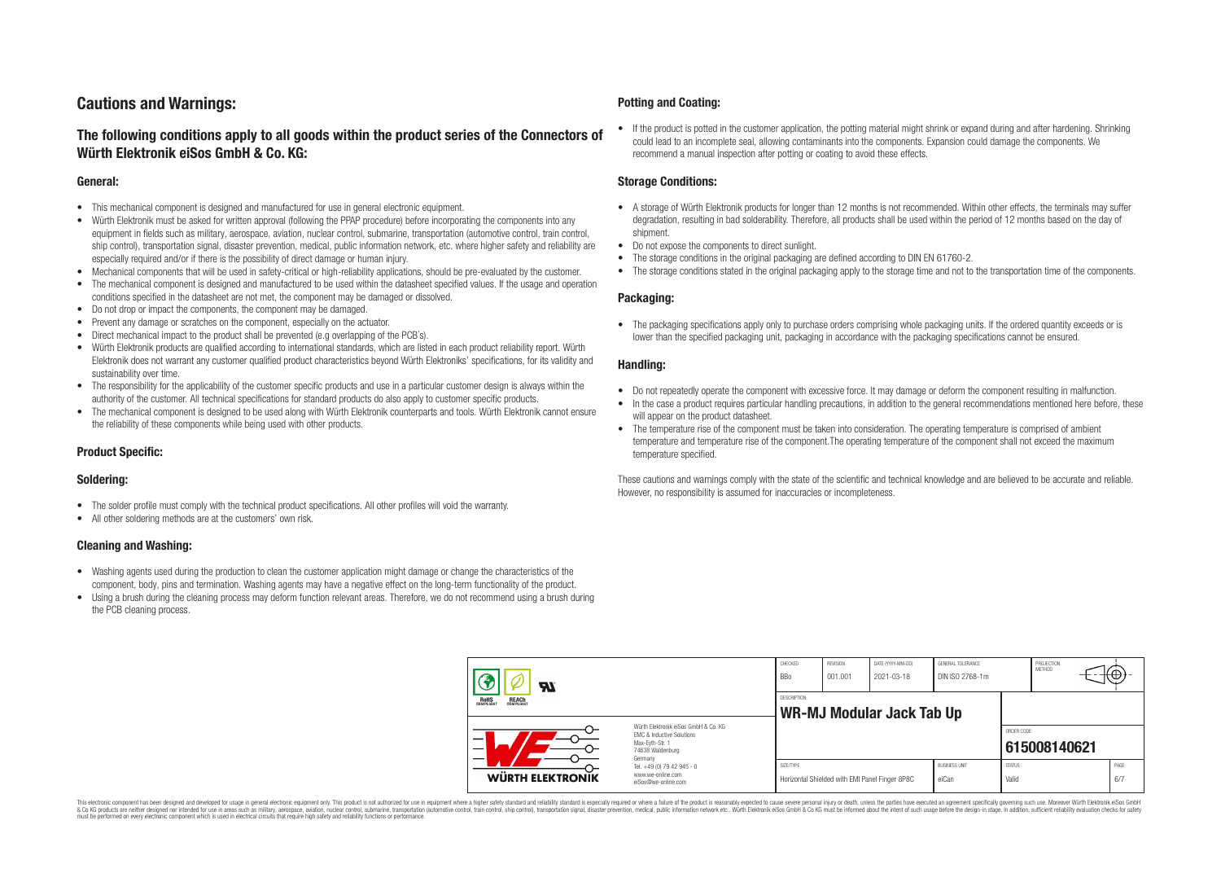# Cautions and Warnings:

## The following conditions apply to all goods within the product series of the Connectors of Würth Elektronik eiSos GmbH & Co. KG:

### General:

- This mechanical component is designed and manufactured for use in general electronic equipment.
- Würth Elektronik must be asked for written approval (following the PPAP procedure) before incorporating the components into any equipment in fields such as military, aerospace, aviation, nuclear control, submarine, transportation (automotive control, train control, ship control), transportation signal, disaster prevention, medical, public information network, etc. where higher safety and reliability are especially required and/or if there is the possibility of direct damage or human injury.
- Mechanical components that will be used in safety-critical or high-reliability applications, should be pre-evaluated by the customer.
- The mechanical component is designed and manufactured to be used within the datasheet specified values. If the usage and operation conditions specified in the datasheet are not met, the component may be damaged or dissolved.
- Do not drop or impact the components, the component may be damaged.
- Prevent any damage or scratches on the component, especially on the actuator.
- Direct mechanical impact to the product shall be prevented (e.g overlapping of the PCB´s).
- Würth Elektronik products are qualified according to international standards, which are listed in each product reliability report. Würth Elektronik does not warrant any customer qualified product characteristics beyond Würth Elektroniks' specifications, for its validity and sustainability over time.
- The responsibility for the applicability of the customer specific products and use in a particular customer design is always within the authority of the customer. All technical specifications for standard products do also apply to customer specific products.
- The mechanical component is designed to be used along with Würth Elektronik counterparts and tools. Würth Elektronik cannot ensure the reliability of these components while being used with other products.

### Product Specific:

### Soldering:

- The solder profile must comply with the technical product specifications. All other profiles will void the warranty.
- All other soldering methods are at the customers' own risk.

### Cleaning and Washing:

- Washing agents used during the production to clean the customer application might damage or change the characteristics of the component, body, pins and termination. Washing agents may have a negative effect on the long-term functionality of the product.
- Using a brush during the cleaning process may deform function relevant areas. Therefore, we do not recommend using a brush during the PCB cleaning process.

### Potting and Coating:

- If the product is potted in the customer application, the potting material might shrink or expand during and after hardening. Shrinking could lead to an incomplete seal, allowing contaminants into the components. Expansion could damage the components. We recommend a manual inspection after potting or coating to avoid these effects.

### Storage Conditions:

- A storage of Würth Elektronik products for longer than 12 months is not recommended. Within other effects, the terminals may suffer degradation, resulting in bad solderability. Therefore, all products shall be used within the period of 12 months based on the day of shipment.
- Do not expose the components to direct sunlight.
- The storage conditions in the original packaging are defined according to DIN EN 61760-2.
- The storage conditions stated in the original packaging apply to the storage time and not to the transportation time of the components.

### Packaging:

- The packaging specifications apply only to purchase orders comprising whole packaging units. If the ordered quantity exceeds or is lower than the specified packaging unit, packaging in accordance with the packaging specifications cannot be ensured.

### Handling:

- Do not repeatedly operate the component with excessive force. It may damage or deform the component resulting in malfunction.
- In the case a product requires particular handling precautions, in addition to the general recommendations mentioned here before, these will appear on the product datasheet.
- The temperature rise of the component must be taken into consideration. The operating temperature is comprised of ambient temperature and temperature rise of the component.The operating temperature of the component shall not exceed the maximum temperature specified.

These cautions and warnings comply with the state of the scientific and technical knowledge and are believed to be accurate and reliable. However, no responsibility is assumed for inaccuracies or incompleteness.

| CHECKED | REVISION | DATE (YYYY-MM-DD) | GENERAL TOLERANCE | PROJECTION METHOD |
|---|---|---|---|---|
| BBo | 001.001 | 2021-03-18 | DIN ISO 2768-1m | |

DESCRIPTION: **WR-MJ Modular Jack Tab Up**

ORDER CODE: **615008140621**

| SIZE/TYPE | BUSINESS UNIT | STATUS | PAGE |
|---|---|---|---|
| Horizontal Shielded with EMI Panel Finger 8P8C | eiCan | Valid | 6/7 |

Würth Elektronik eiSos GmbH & Co. KG
EMC & Inductive Solutions
Max-Eyth-Str. 1
74638 Waldenburg
Germany
Tel. +49 (0) 79 42 945 - 0
www.we-online.com
eiSos@we-online.com

This electronic component has been designed and developed for usage in general electronic equipment only. This product is not authorized for use in equipment where a higher safety standard and reliability standard is especially required or where a failure of the product is reasonably expected to cause severe personal injury or death, unless the parties have executed an agreement specifically governing such usage. Moreover Würth Elektronik eiSos GmbH & Co KG products are neither designed nor intended for use in areas such as military, aerospace, aviation, nuclear control, submarine, transportation (automotive control, train control, ship control), transportation signal, disaster prevention, medical, public information network etc.. Würth Elektronik eiSos GmbH & Co KG must be informed about the intent of such usage before the design-in stage. In addition, sufficient reliability evaluation checks for safety must be performed on every electronic component which is used in electrical circuits that require high safety and reliability functions or performance.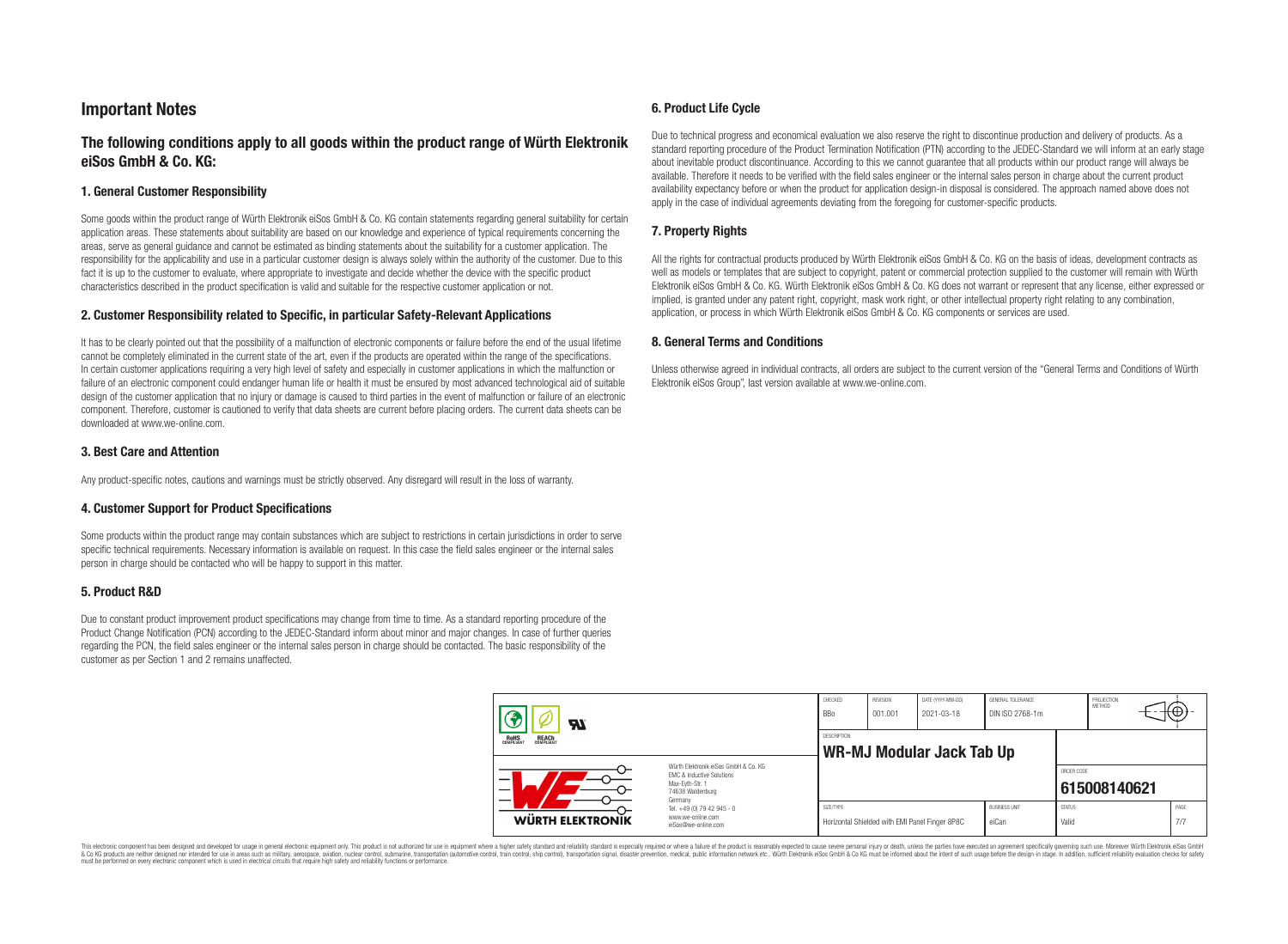# Important Notes

## The following conditions apply to all goods within the product range of Würth Elektronik eiSos GmbH & Co. KG:

### 1. General Customer Responsibility

Some goods within the product range of Würth Elektronik eiSos GmbH & Co. KG contain statements regarding general suitability for certain application areas. These statements about suitability are based on our knowledge and experience of typical requirements concerning the areas, serve as general guidance and cannot be estimated as binding statements about the suitability for a customer application. The responsibility for the applicability and use in a particular customer design is always solely within the authority of the customer. Due to this fact it is up to the customer to evaluate, where appropriate to investigate and decide whether the device with the specific product characteristics described in the product specification is valid and suitable for the respective customer application or not.

### 2. Customer Responsibility related to Specific, in particular Safety-Relevant Applications

It has to be clearly pointed out that the possibility of a malfunction of electronic components or failure before the end of the usual lifetime cannot be completely eliminated in the current state of the art, even if the products are operated within the range of the specifications. In certain customer applications requiring a very high level of safety and especially in customer applications in which the malfunction or failure of an electronic component could endanger human life or health it must be ensured by most advanced technological aid of suitable design of the customer application that no injury or damage is caused to third parties in the event of malfunction or failure of an electronic component. Therefore, customer is cautioned to verify that data sheets are current before placing orders. The current data sheets can be downloaded at www.we-online.com.

### 3. Best Care and Attention

Any product-specific notes, cautions and warnings must be strictly observed. Any disregard will result in the loss of warranty.

### 4. Customer Support for Product Specifications

Some products within the product range may contain substances which are subject to restrictions in certain jurisdictions in order to serve specific technical requirements. Necessary information is available on request. In this case the field sales engineer or the internal sales person in charge should be contacted who will be happy to support in this matter.

### 5. Product R&D

Due to constant product improvement product specifications may change from time to time. As a standard reporting procedure of the Product Change Notification (PCN) according to the JEDEC-Standard inform about minor and major changes. In case of further queries regarding the PCN, the field sales engineer or the internal sales person in charge should be contacted. The basic responsibility of the customer as per Section 1 and 2 remains unaffected.

### 6. Product Life Cycle

Due to technical progress and economical evaluation we also reserve the right to discontinue production and delivery of products. As a standard reporting procedure of the Product Termination Notification (PTN) according to the JEDEC-Standard we will inform at an early stage about inevitable product discontinuance. According to this we cannot guarantee that all products within our product range will always be available. Therefore it needs to be verified with the field sales engineer or the internal sales person in charge about the current product availability expectancy before or when the product for application design-in disposal is considered. The approach named above does not apply in the case of individual agreements deviating from the foregoing for customer-specific products.

### 7. Property Rights

All the rights for contractual products produced by Würth Elektronik eiSos GmbH & Co. KG on the basis of ideas, development contracts as well as models or templates that are subject to copyright, patent or commercial protection supplied to the customer will remain with Würth Elektronik eiSos GmbH & Co. KG. Würth Elektronik eiSos GmbH & Co. KG does not warrant or represent that any license, either expressed or implied, is granted under any patent right, copyright, mask work right, or other intellectual property right relating to any combination, application, or process in which Würth Elektronik eiSos GmbH & Co. KG components or services are used.

### 8. General Terms and Conditions

Unless otherwise agreed in individual contracts, all orders are subject to the current version of the “General Terms and Conditions of Würth Elektronik eiSos Group”, last version available at www.we-online.com.

| | | | | | | | |
|---|---|---|---|---|---|---|---|
| RoHS COMPLIANT / REACh COMPLIANT | | CHECKED: BBo | REVISION: 001.001 | DATE (YYYY-MM-DD): 2021-03-18 | GENERAL TOLERANCE: DIN ISO 2768-1m | PROJECTION METHOD | |
| | | DESCRIPTION: **WR-MJ Modular Jack Tab Up** | | | | | |
| WÜRTH ELEKTRONIK | Würth Elektronik eiSos GmbH & Co. KG, EMC & Inductive Solutions, Max-Eyth-Str. 1, 74638 Waldenburg, Germany, Tel. +49 (0) 79 42 945 - 0, www.we-online.com, eiSos@we-online.com | | | | | ORDER CODE: **615008140621** | |
| | | SIZE/TYPE: Horizontal Shielded with EMI Panel Finger 8P8C | | | BUSINESS UNIT: eiCan | STATUS: Valid | PAGE: 7/7 |

This electronic component has been designed and developed for usage in general electronic equipment only. This product is not authorized for use in equipment where a higher safety standard and reliability standard is especially required or where a failure of the product is reasonably expected to cause severe personal injury or death, unless the parties have executed an agreement specifically governing such use. Moreover Würth Elektronik eiSos GmbH & Co KG products are neither designed nor intended for use in areas such as military, aerospace, aviation, nuclear control, submarine, transportation (automotive control, train control, ship control), transportation signal, disaster prevention, medical, public information network etc.. Würth Elektronik eiSos GmbH & Co KG must be informed about the intent of such usage before the design-in stage. In addition, sufficient reliability evaluation checks for safety must be performed on every electronic component which is used in electrical circuits that require high safety and reliability functions or performance.